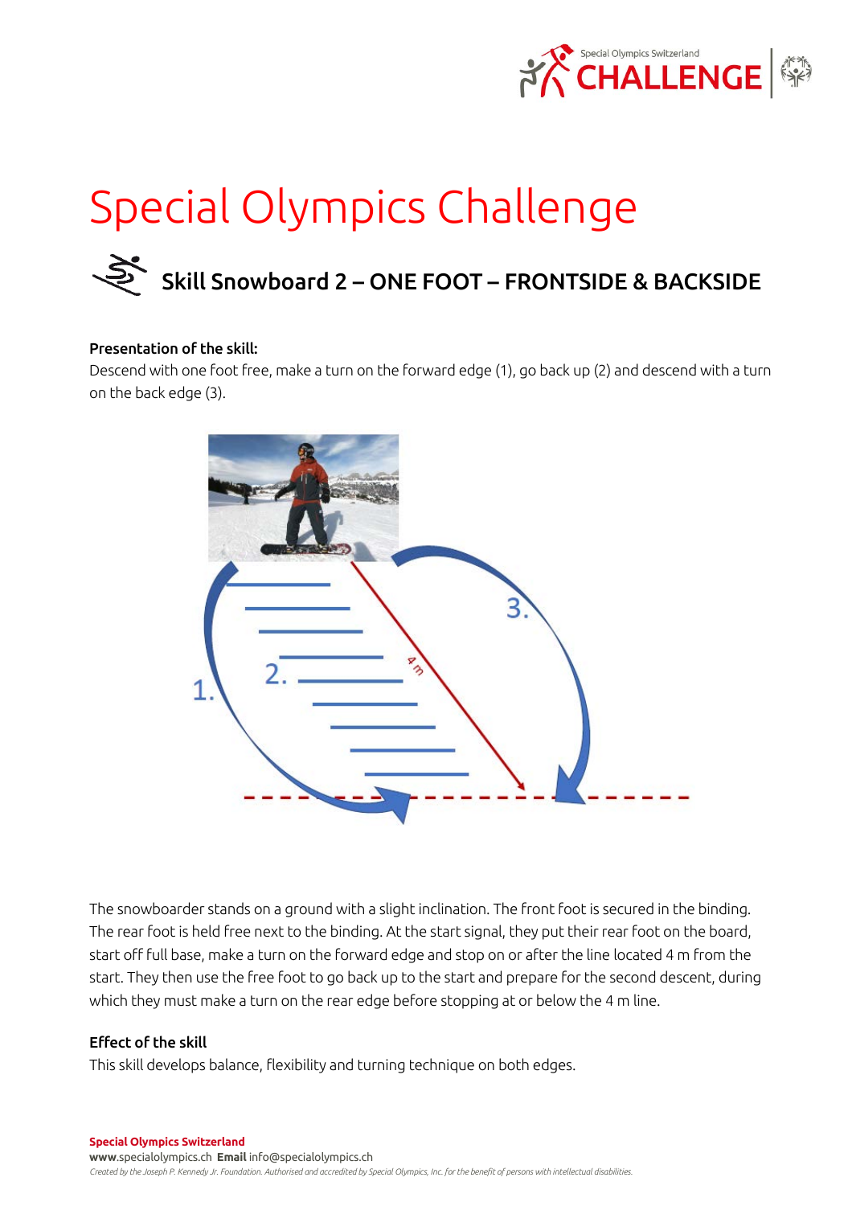# Special Olympics Challenge

## Skill Snowboard 2 – ONE FOOT – FRONTSIDE & BACKSIDE

**Presentation of the skill:**

Descend with one foot free, make a turn on the forward edge (1), go back up (2) and descend with a turn on the back edge (3).

The snowboarder stands on a ground with a slight inclination. The front foot is secured in the binding. The rear foot is held free next to the binding. At the start signal, they put their rear foot on the board, start off full base, make a turn on the forward edge and stop on or after the line located 4 m from the start. They then use the free foot to go back up to the start and prepare for the second descent, during which they must make a turn on the rear edge before stopping at or below the 4 m line.

**Effect of the skill**

This skill develops balance, flexibility and turning technique on both edges.

**Special Olympics Switzerland**
**www**.specialolympics.ch **Email** info@specialolympics.ch
*Created by the Joseph P. Kennedy Jr. Foundation. Authorised and accredited by Special Olympics, Inc. for the benefit of persons with intellectual disabilities.*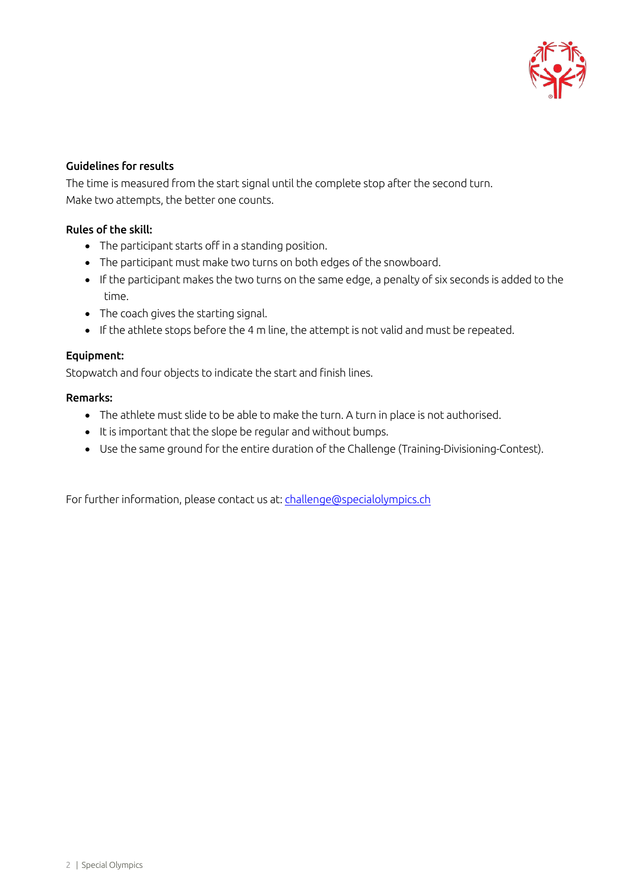**Guidelines for results**

The time is measured from the start signal until the complete stop after the second turn.
Make two attempts, the better one counts.

**Rules of the skill:**

- The participant starts off in a standing position.
- The participant must make two turns on both edges of the snowboard.
- If the participant makes the two turns on the same edge, a penalty of six seconds is added to the time.
- The coach gives the starting signal.
- If the athlete stops before the 4 m line, the attempt is not valid and must be repeated.

**Equipment:**

Stopwatch and four objects to indicate the start and finish lines.

**Remarks:**

- The athlete must slide to be able to make the turn. A turn in place is not authorised.
- It is important that the slope be regular and without bumps.
- Use the same ground for the entire duration of the Challenge (Training-Divisioning-Contest).

For further information, please contact us at: challenge@specialolympics.ch